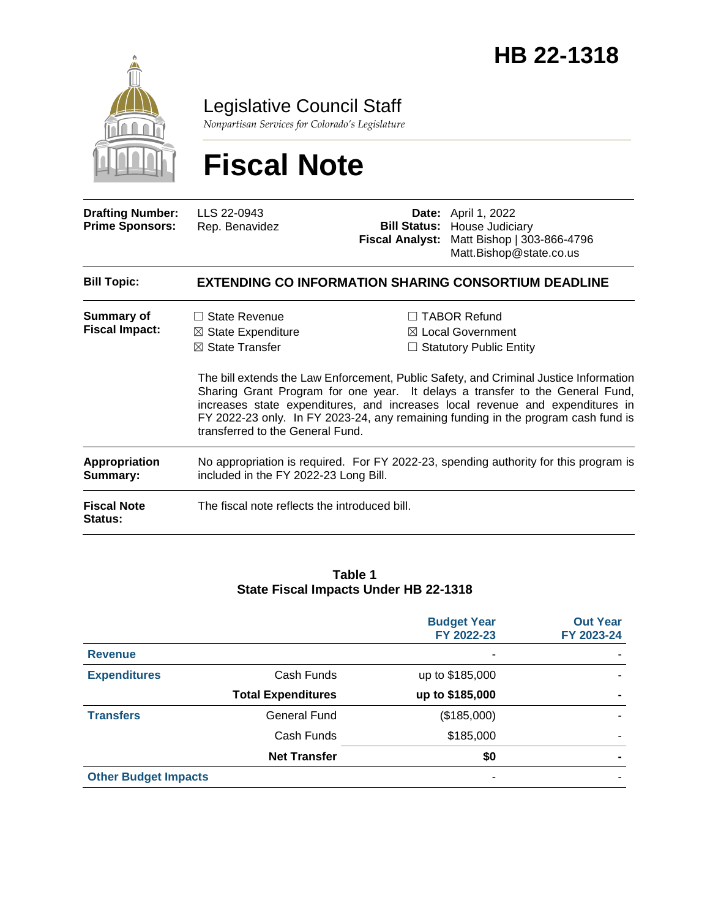# HB 22-1318

## Legislative Council Staff

*Nonpartisan Services for Colorado's Legislature*

# Fiscal Note

| | | | |
|---|---|---|---|
| **Drafting Number:** | LLS 22-0943 | **Date:** | April 1, 2022 |
| **Prime Sponsors:** | Rep. Benavidez | **Bill Status:** | House Judiciary |
| | | **Fiscal Analyst:** | Matt Bishop \| 303-866-4796<br>Matt.Bishop@state.co.us |

**Bill Topic:** **EXTENDING CO INFORMATION SHARING CONSORTIUM DEADLINE**

**Summary of Fiscal Impact:**

☐ State Revenue
☒ State Expenditure
☒ State Transfer
☐ TABOR Refund
☒ Local Government
☐ Statutory Public Entity

The bill extends the Law Enforcement, Public Safety, and Criminal Justice Information Sharing Grant Program for one year. It delays a transfer to the General Fund, increases state expenditures, and increases local revenue and expenditures in FY 2022-23 only. In FY 2023-24, any remaining funding in the program cash fund is transferred to the General Fund.

**Appropriation Summary:** No appropriation is required. For FY 2022-23, spending authority for this program is included in the FY 2022-23 Long Bill.

**Fiscal Note Status:** The fiscal note reflects the introduced bill.

**Table 1**
**State Fiscal Impacts Under HB 22-1318**

| | | Budget Year FY 2022-23 | Out Year FY 2023-24 |
|---|---|---|---|
| **Revenue** | | - | - |
| **Expenditures** | Cash Funds | up to $185,000 | - |
| | **Total Expenditures** | **up to $185,000** | **-** |
| **Transfers** | General Fund | ($185,000) | - |
| | Cash Funds | $185,000 | - |
| | **Net Transfer** | **$0** | **-** |
| **Other Budget Impacts** | | - | - |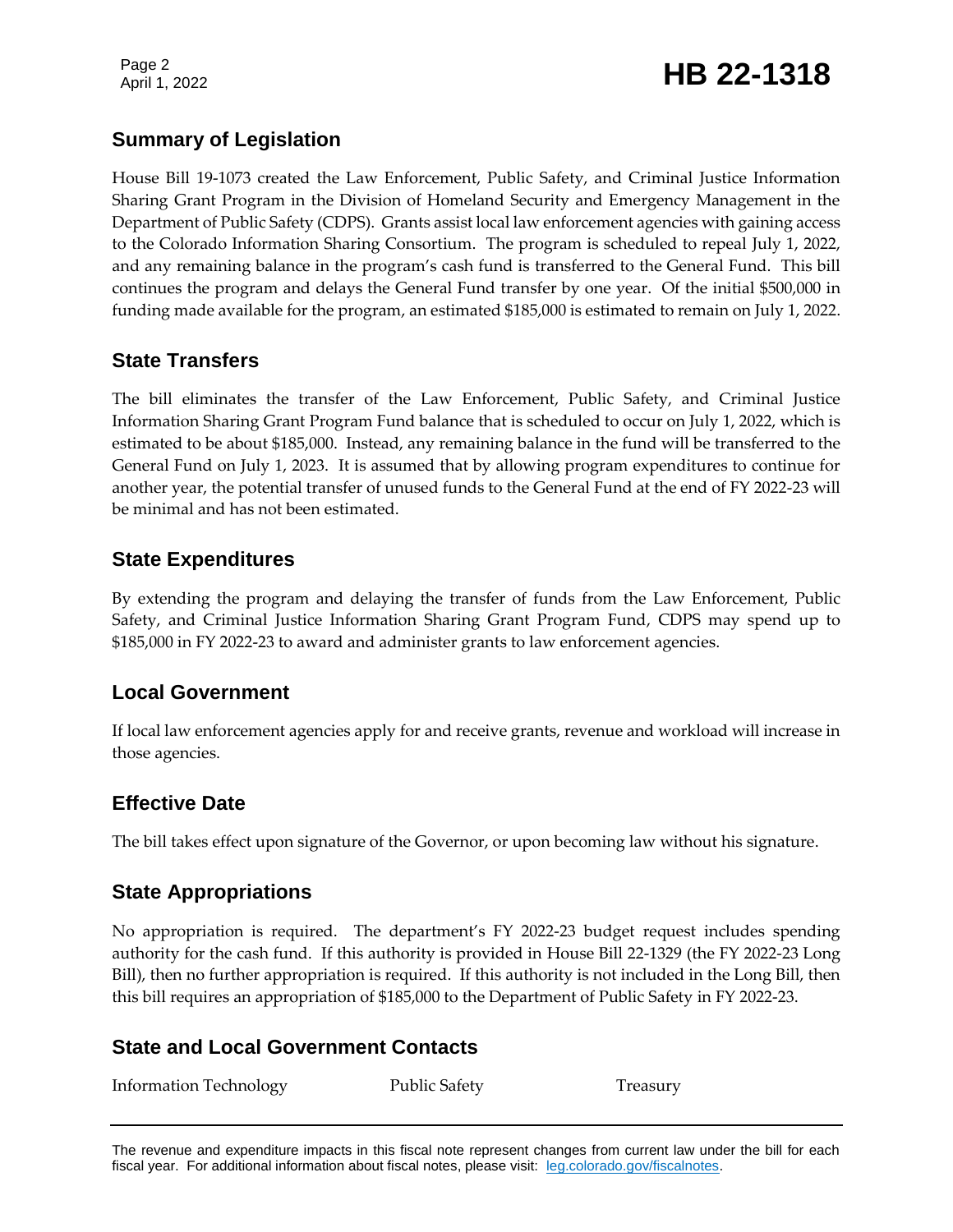## Summary of Legislation

House Bill 19-1073 created the Law Enforcement, Public Safety, and Criminal Justice Information Sharing Grant Program in the Division of Homeland Security and Emergency Management in the Department of Public Safety (CDPS). Grants assist local law enforcement agencies with gaining access to the Colorado Information Sharing Consortium. The program is scheduled to repeal July 1, 2022, and any remaining balance in the program's cash fund is transferred to the General Fund. This bill continues the program and delays the General Fund transfer by one year. Of the initial $500,000 in funding made available for the program, an estimated $185,000 is estimated to remain on July 1, 2022.

## State Transfers

The bill eliminates the transfer of the Law Enforcement, Public Safety, and Criminal Justice Information Sharing Grant Program Fund balance that is scheduled to occur on July 1, 2022, which is estimated to be about $185,000. Instead, any remaining balance in the fund will be transferred to the General Fund on July 1, 2023. It is assumed that by allowing program expenditures to continue for another year, the potential transfer of unused funds to the General Fund at the end of FY 2022-23 will be minimal and has not been estimated.

## State Expenditures

By extending the program and delaying the transfer of funds from the Law Enforcement, Public Safety, and Criminal Justice Information Sharing Grant Program Fund, CDPS may spend up to $185,000 in FY 2022-23 to award and administer grants to law enforcement agencies.

## Local Government

If local law enforcement agencies apply for and receive grants, revenue and workload will increase in those agencies.

## Effective Date

The bill takes effect upon signature of the Governor, or upon becoming law without his signature.

## State Appropriations

No appropriation is required. The department's FY 2022-23 budget request includes spending authority for the cash fund. If this authority is provided in House Bill 22-1329 (the FY 2022-23 Long Bill), then no further appropriation is required. If this authority is not included in the Long Bill, then this bill requires an appropriation of $185,000 to the Department of Public Safety in FY 2022-23.

## State and Local Government Contacts

Information Technology    Public Safety    Treasury

The revenue and expenditure impacts in this fiscal note represent changes from current law under the bill for each fiscal year. For additional information about fiscal notes, please visit: [leg.colorado.gov/fiscalnotes](leg.colorado.gov/fiscalnotes).